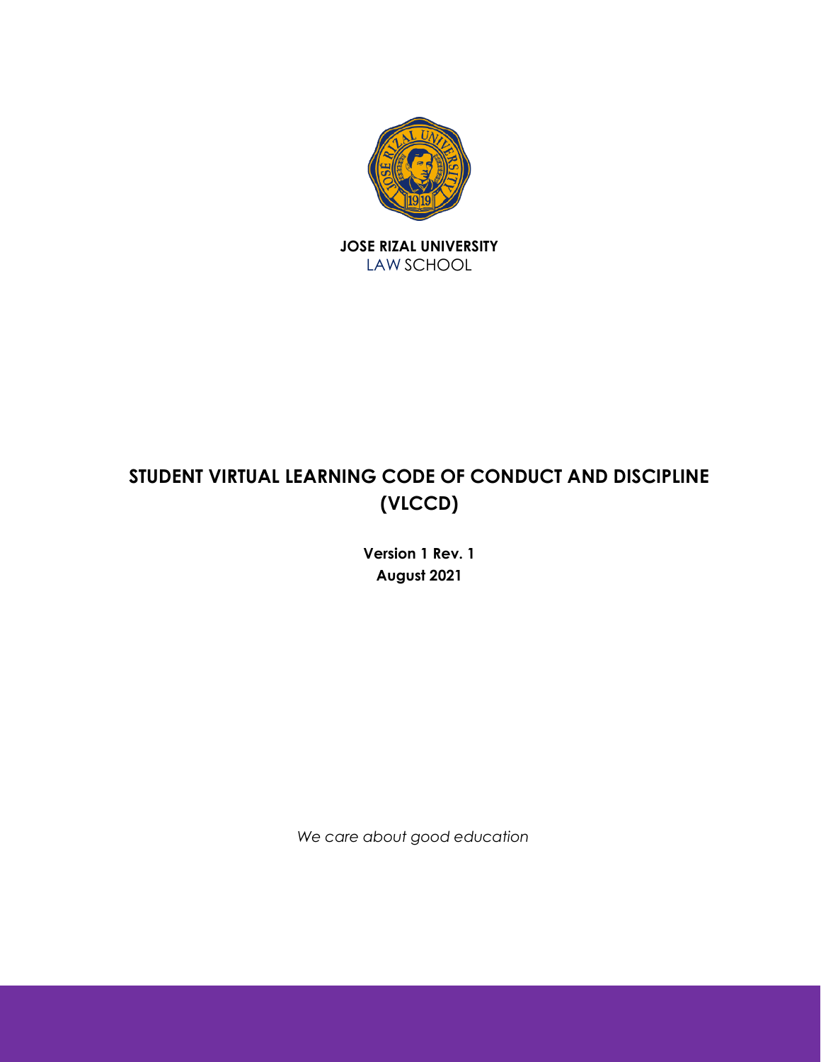**JOSE RIZAL UNIVERSITY**
LAW SCHOOL

# STUDENT VIRTUAL LEARNING CODE OF CONDUCT AND DISCIPLINE (VLCCD)

**Version 1 Rev. 1**
**August 2021**

*We care about good education*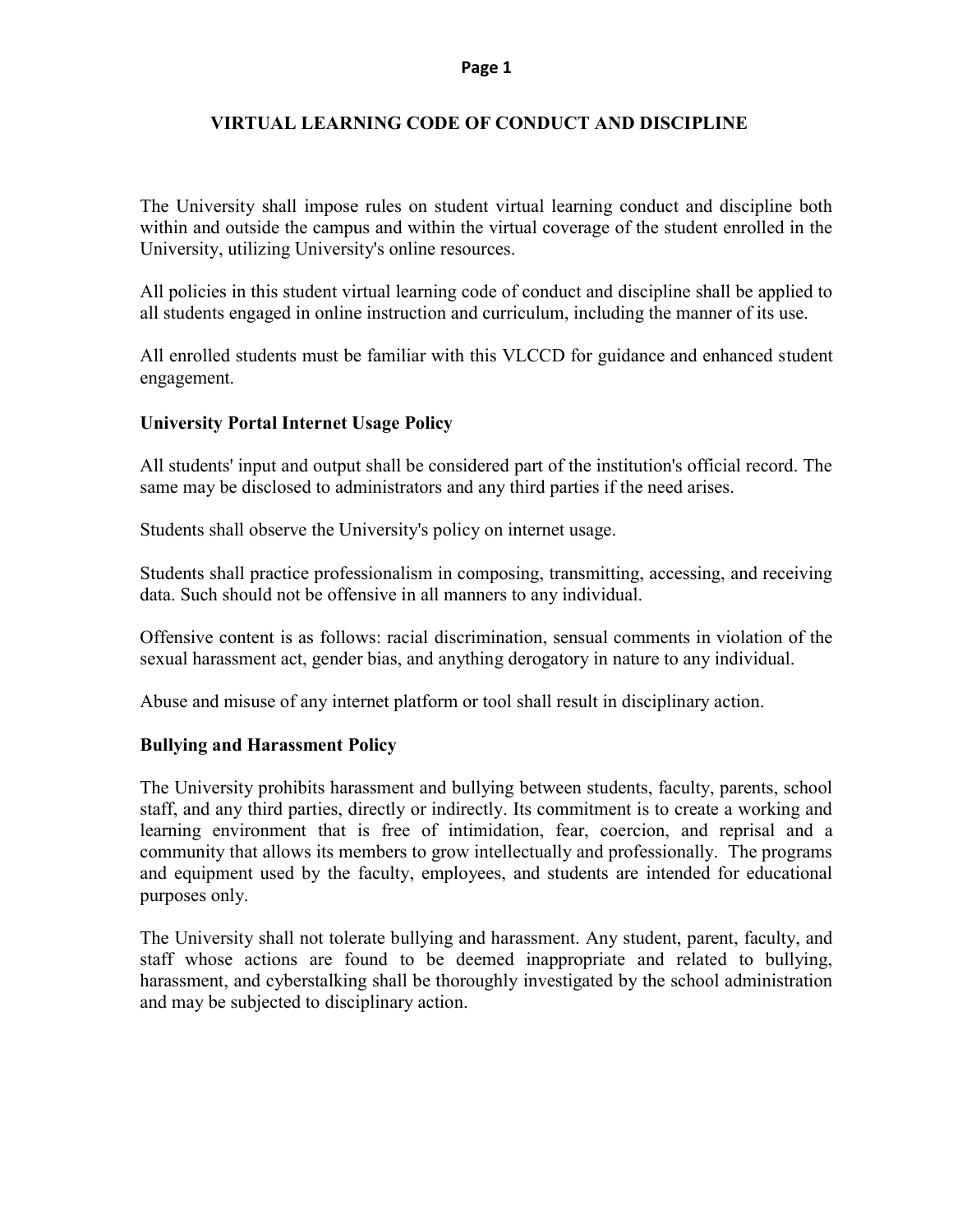# VIRTUAL LEARNING CODE OF CONDUCT AND DISCIPLINE

The University shall impose rules on student virtual learning conduct and discipline both within and outside the campus and within the virtual coverage of the student enrolled in the University, utilizing University's online resources.

All policies in this student virtual learning code of conduct and discipline shall be applied to all students engaged in online instruction and curriculum, including the manner of its use.

All enrolled students must be familiar with this VLCCD for guidance and enhanced student engagement.

## University Portal Internet Usage Policy

All students' input and output shall be considered part of the institution's official record. The same may be disclosed to administrators and any third parties if the need arises.

Students shall observe the University's policy on internet usage.

Students shall practice professionalism in composing, transmitting, accessing, and receiving data. Such should not be offensive in all manners to any individual.

Offensive content is as follows: racial discrimination, sensual comments in violation of the sexual harassment act, gender bias, and anything derogatory in nature to any individual.

Abuse and misuse of any internet platform or tool shall result in disciplinary action.

## Bullying and Harassment Policy

The University prohibits harassment and bullying between students, faculty, parents, school staff, and any third parties, directly or indirectly. Its commitment is to create a working and learning environment that is free of intimidation, fear, coercion, and reprisal and a community that allows its members to grow intellectually and professionally. The programs and equipment used by the faculty, employees, and students are intended for educational purposes only.

The University shall not tolerate bullying and harassment. Any student, parent, faculty, and staff whose actions are found to be deemed inappropriate and related to bullying, harassment, and cyberstalking shall be thoroughly investigated by the school administration and may be subjected to disciplinary action.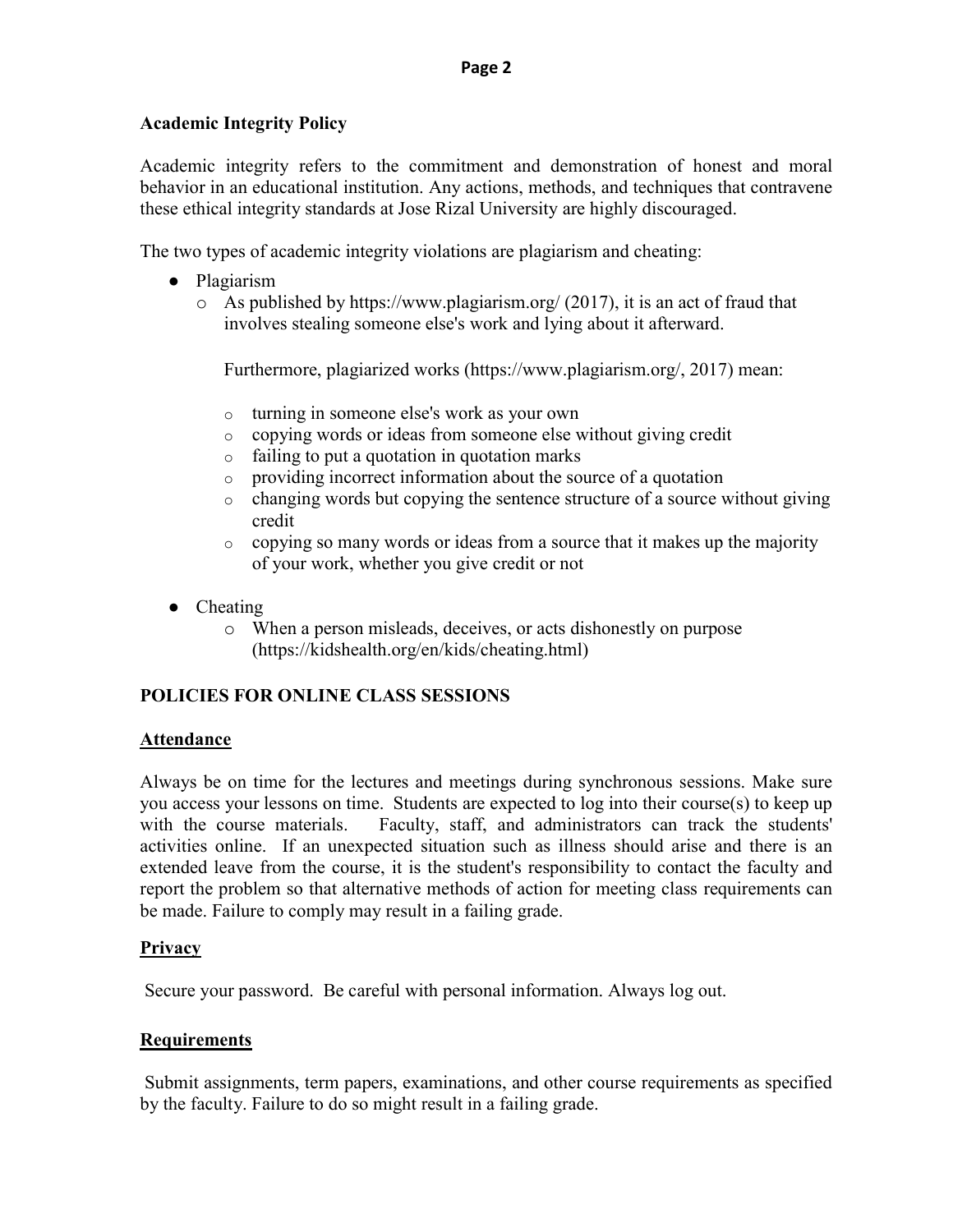### Academic Integrity Policy

Academic integrity refers to the commitment and demonstration of honest and moral behavior in an educational institution. Any actions, methods, and techniques that contravene these ethical integrity standards at Jose Rizal University are highly discouraged.

The two types of academic integrity violations are plagiarism and cheating:

- Plagiarism
  - As published by https://www.plagiarism.org/ (2017), it is an act of fraud that involves stealing someone else's work and lying about it afterward.

    Furthermore, plagiarized works (https://www.plagiarism.org/, 2017) mean:

    - turning in someone else's work as your own
    - copying words or ideas from someone else without giving credit
    - failing to put a quotation in quotation marks
    - providing incorrect information about the source of a quotation
    - changing words but copying the sentence structure of a source without giving credit
    - copying so many words or ideas from a source that it makes up the majority of your work, whether you give credit or not
- Cheating
  - When a person misleads, deceives, or acts dishonestly on purpose (https://kidshealth.org/en/kids/cheating.html)

### POLICIES FOR ONLINE CLASS SESSIONS

#### Attendance

Always be on time for the lectures and meetings during synchronous sessions. Make sure you access your lessons on time. Students are expected to log into their course(s) to keep up with the course materials. Faculty, staff, and administrators can track the students' activities online. If an unexpected situation such as illness should arise and there is an extended leave from the course, it is the student's responsibility to contact the faculty and report the problem so that alternative methods of action for meeting class requirements can be made. Failure to comply may result in a failing grade.

#### Privacy

Secure your password. Be careful with personal information. Always log out.

#### Requirements

Submit assignments, term papers, examinations, and other course requirements as specified by the faculty. Failure to do so might result in a failing grade.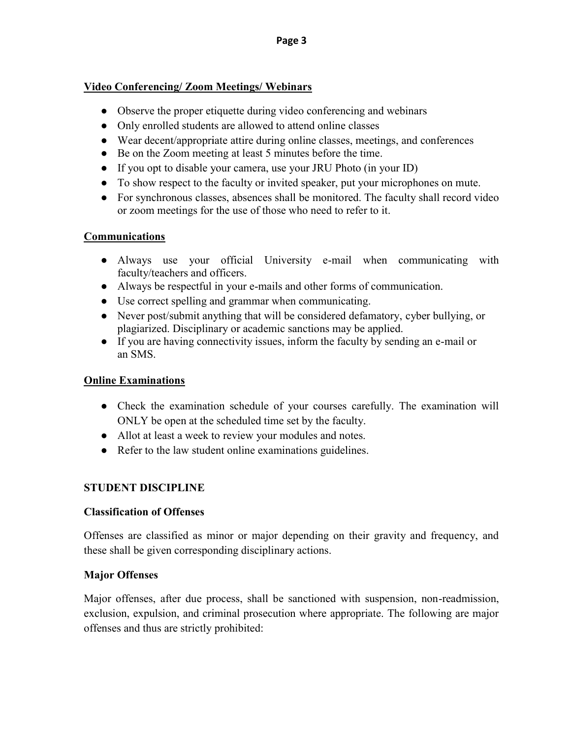## Video Conferencing/ Zoom Meetings/ Webinars

- Observe the proper etiquette during video conferencing and webinars
- Only enrolled students are allowed to attend online classes
- Wear decent/appropriate attire during online classes, meetings, and conferences
- Be on the Zoom meeting at least 5 minutes before the time.
- If you opt to disable your camera, use your JRU Photo (in your ID)
- To show respect to the faculty or invited speaker, put your microphones on mute.
- For synchronous classes, absences shall be monitored. The faculty shall record video or zoom meetings for the use of those who need to refer to it.

## Communications

- Always use your official University e-mail when communicating with faculty/teachers and officers.
- Always be respectful in your e-mails and other forms of communication.
- Use correct spelling and grammar when communicating.
- Never post/submit anything that will be considered defamatory, cyber bullying, or plagiarized. Disciplinary or academic sanctions may be applied.
- If you are having connectivity issues, inform the faculty by sending an e-mail or an SMS.

## Online Examinations

- Check the examination schedule of your courses carefully. The examination will ONLY be open at the scheduled time set by the faculty.
- Allot at least a week to review your modules and notes.
- Refer to the law student online examinations guidelines.

## STUDENT DISCIPLINE

### Classification of Offenses

Offenses are classified as minor or major depending on their gravity and frequency, and these shall be given corresponding disciplinary actions.

### Major Offenses

Major offenses, after due process, shall be sanctioned with suspension, non-readmission, exclusion, expulsion, and criminal prosecution where appropriate. The following are major offenses and thus are strictly prohibited: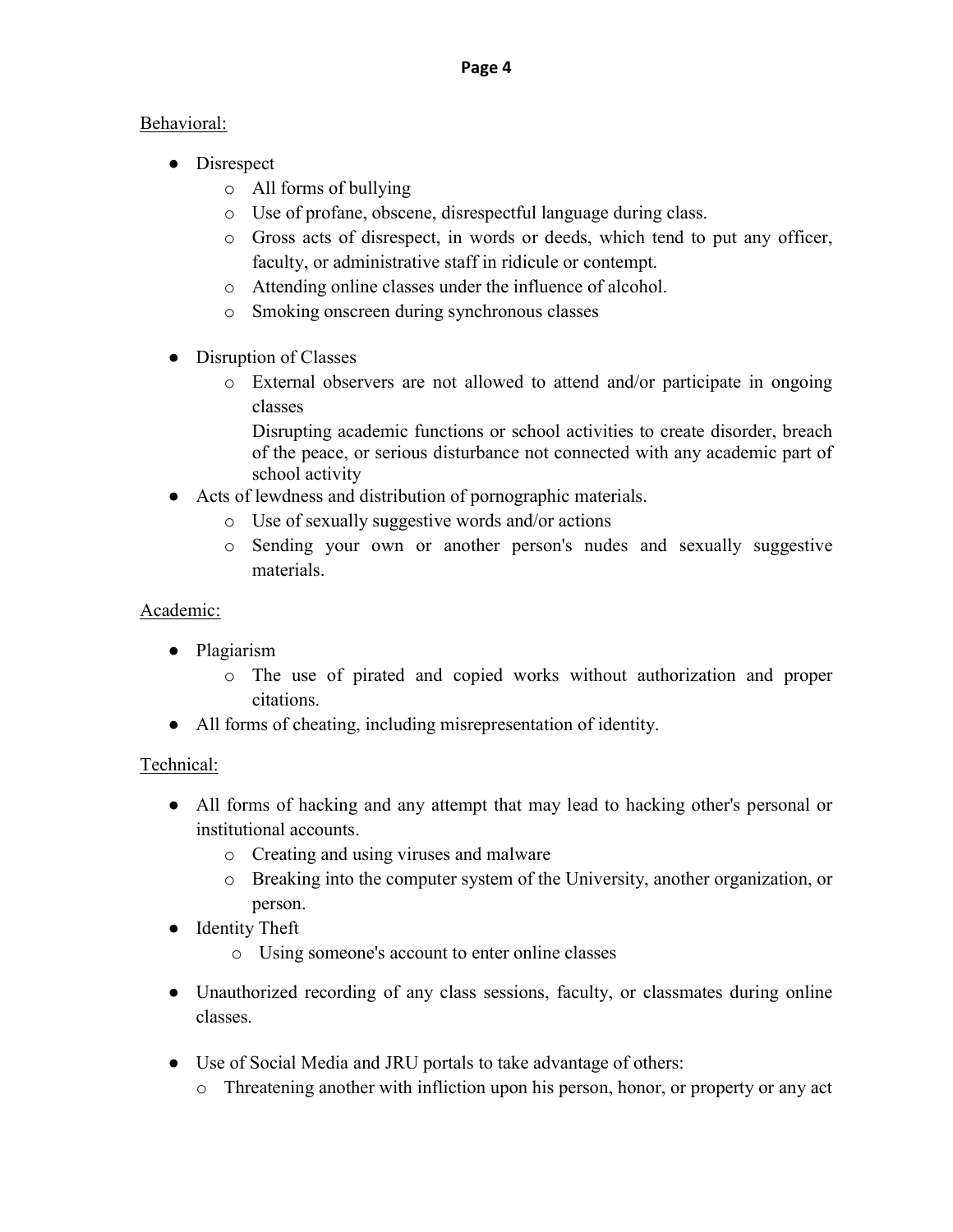<u>Behavioral:</u>

- Disrespect
  - All forms of bullying
  - Use of profane, obscene, disrespectful language during class.
  - Gross acts of disrespect, in words or deeds, which tend to put any officer, faculty, or administrative staff in ridicule or contempt.
  - Attending online classes under the influence of alcohol.
  - Smoking onscreen during synchronous classes

- Disruption of Classes
  - External observers are not allowed to attend and/or participate in ongoing classes

    Disrupting academic functions or school activities to create disorder, breach of the peace, or serious disturbance not connected with any academic part of school activity
- Acts of lewdness and distribution of pornographic materials.
  - Use of sexually suggestive words and/or actions
  - Sending your own or another person's nudes and sexually suggestive materials.

<u>Academic:</u>

- Plagiarism
  - The use of pirated and copied works without authorization and proper citations.
- All forms of cheating, including misrepresentation of identity.

<u>Technical:</u>

- All forms of hacking and any attempt that may lead to hacking other's personal or institutional accounts.
  - Creating and using viruses and malware
  - Breaking into the computer system of the University, another organization, or person.
- Identity Theft
  - Using someone's account to enter online classes

- Unauthorized recording of any class sessions, faculty, or classmates during online classes.

- Use of Social Media and JRU portals to take advantage of others:
  - Threatening another with infliction upon his person, honor, or property or any act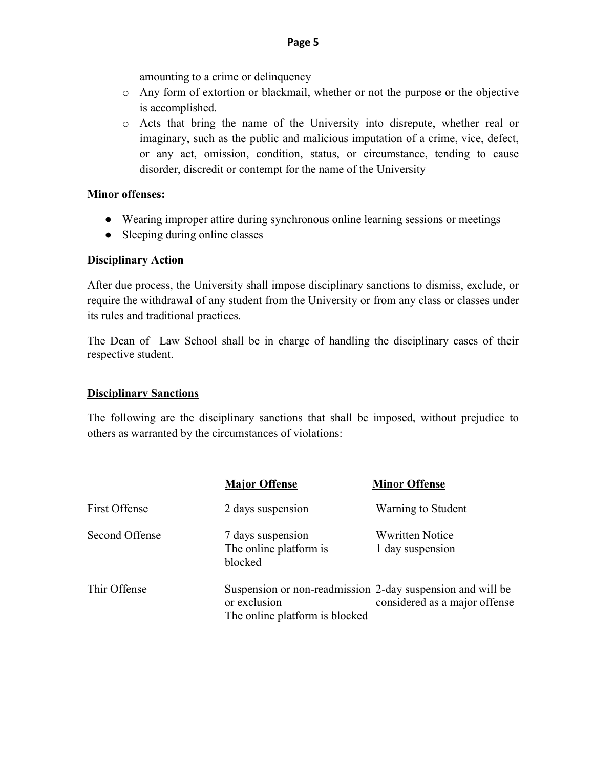amounting to a crime or delinquency

- Any form of extortion or blackmail, whether or not the purpose or the objective is accomplished.
- Acts that bring the name of the University into disrepute, whether real or imaginary, such as the public and malicious imputation of a crime, vice, defect, or any act, omission, condition, status, or circumstance, tending to cause disorder, discredit or contempt for the name of the University

**Minor offenses:**

- Wearing improper attire during synchronous online learning sessions or meetings
- Sleeping during online classes

**Disciplinary Action**

After due process, the University shall impose disciplinary sanctions to dismiss, exclude, or require the withdrawal of any student from the University or from any class or classes under its rules and traditional practices.

The Dean of Law School shall be in charge of handling the disciplinary cases of their respective student.

**Disciplinary Sanctions**

The following are the disciplinary sanctions that shall be imposed, without prejudice to others as warranted by the circumstances of violations:

| | Major Offense | Minor Offense |
|---|---|---|
| First Offcnse | 2 days suspension | Warning to Student |
| Second Offense | 7 days suspension<br>The online platform is blocked | Wwritten Notice<br>1 day suspension |
| Thir Offense | Suspension or non-readmission or exclusion<br>The online platform is blocked | 2-day suspension and will be considered as a major offense |